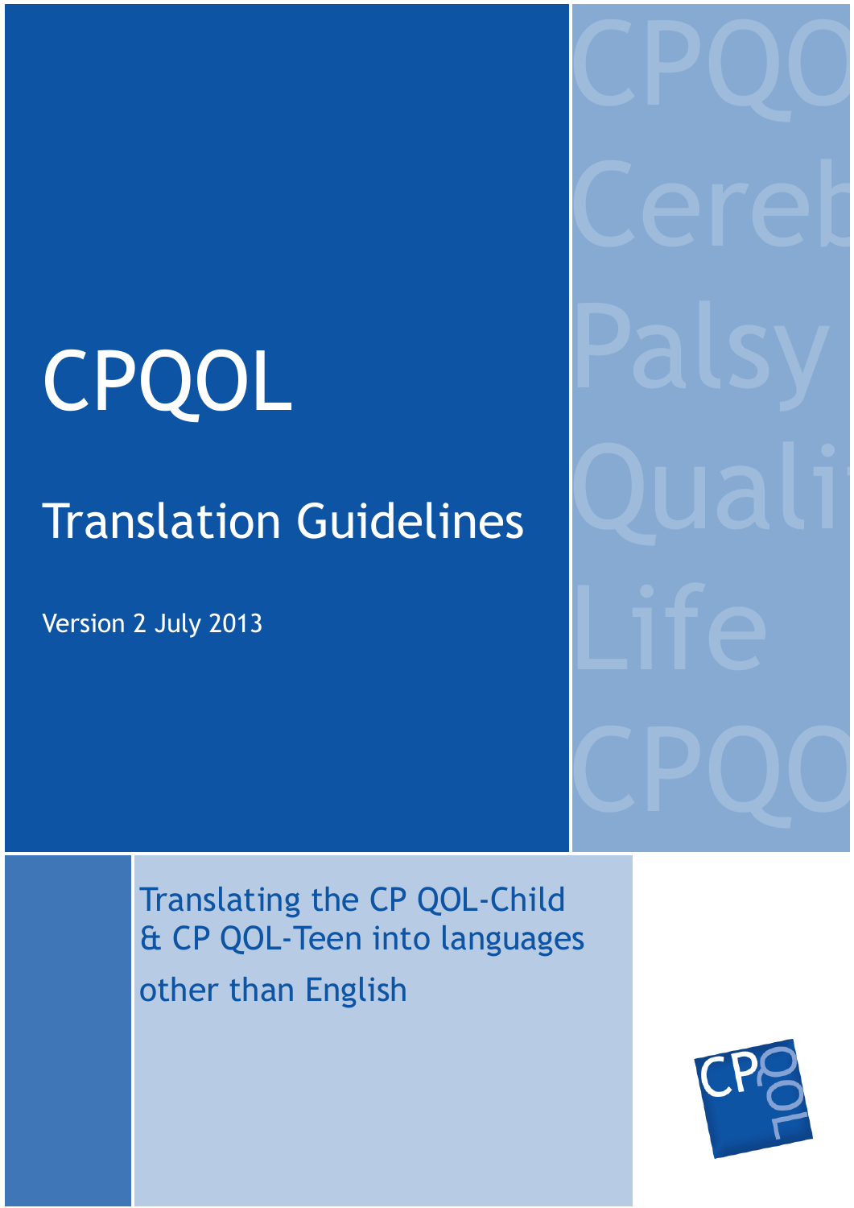# CPQOL

## Translation Guidelines

Version 2 July 2013

Translating the CP QOL-Child & CP QOL-Teen into languages other than English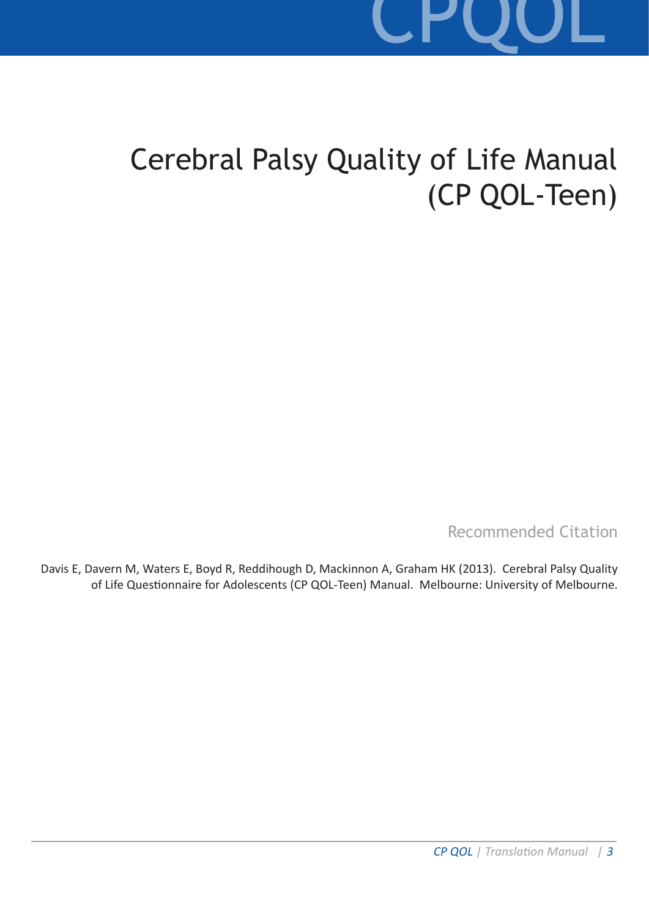# Cerebral Palsy Quality of Life Manual (CP QOL-Teen)

## Recommended Citation

Davis E, Davern M, Waters E, Boyd R, Reddihough D, Mackinnon A, Graham HK (2013). Cerebral Palsy Quality of Life Questionnaire for Adolescents (CP QOL-Teen) Manual. Melbourne: University of Melbourne.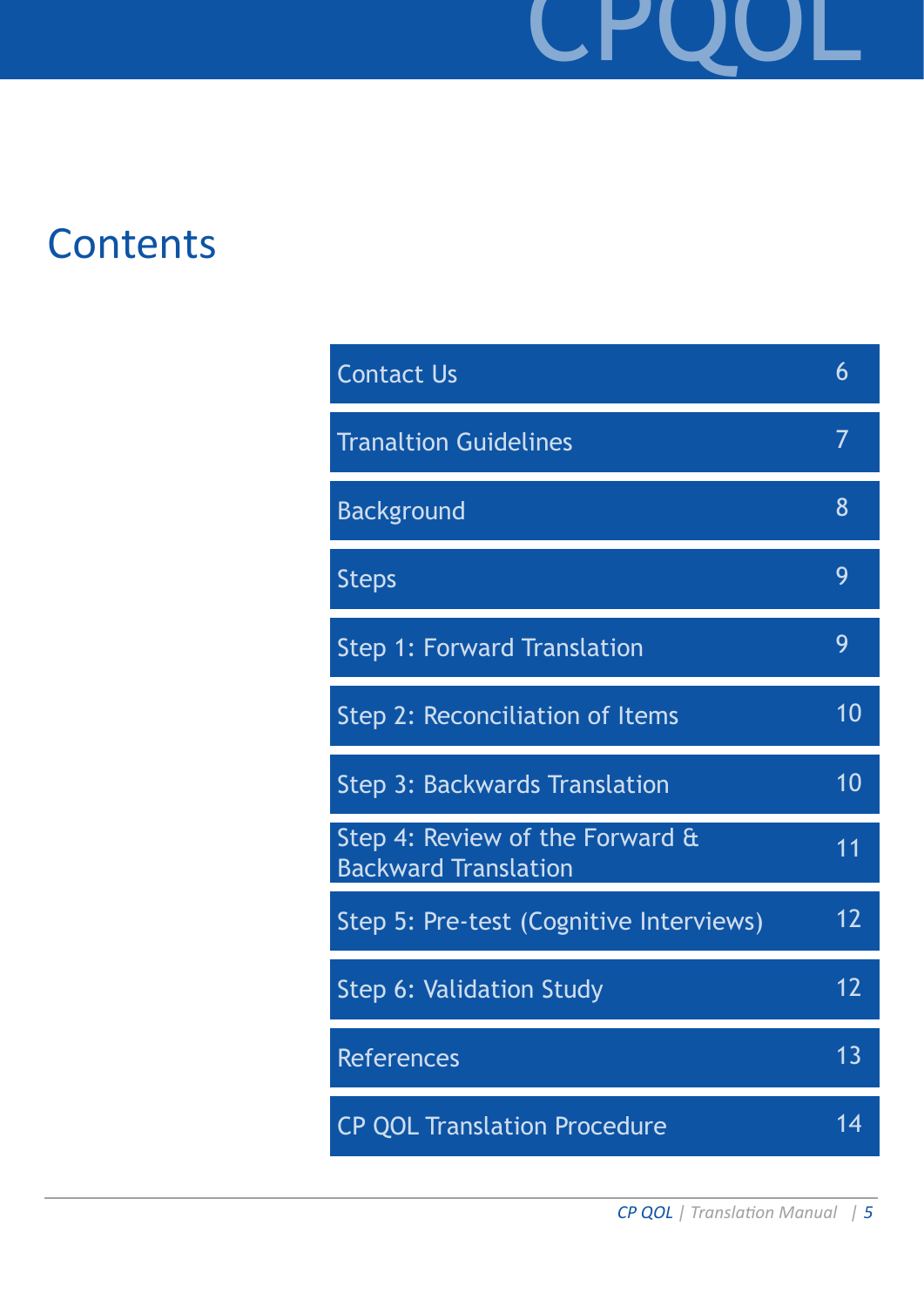# Contents

| | |
|---|---|
| Contact Us | 6 |
| Tranaltion Guidelines | 7 |
| Background | 8 |
| Steps | 9 |
| Step 1: Forward Translation | 9 |
| Step 2: Reconciliation of Items | 10 |
| Step 3: Backwards Translation | 10 |
| Step 4: Review of the Forward & Backward Translation | 11 |
| Step 5: Pre-test (Cognitive Interviews) | 12 |
| Step 6: Validation Study | 12 |
| References | 13 |
| CP QOL Translation Procedure | 14 |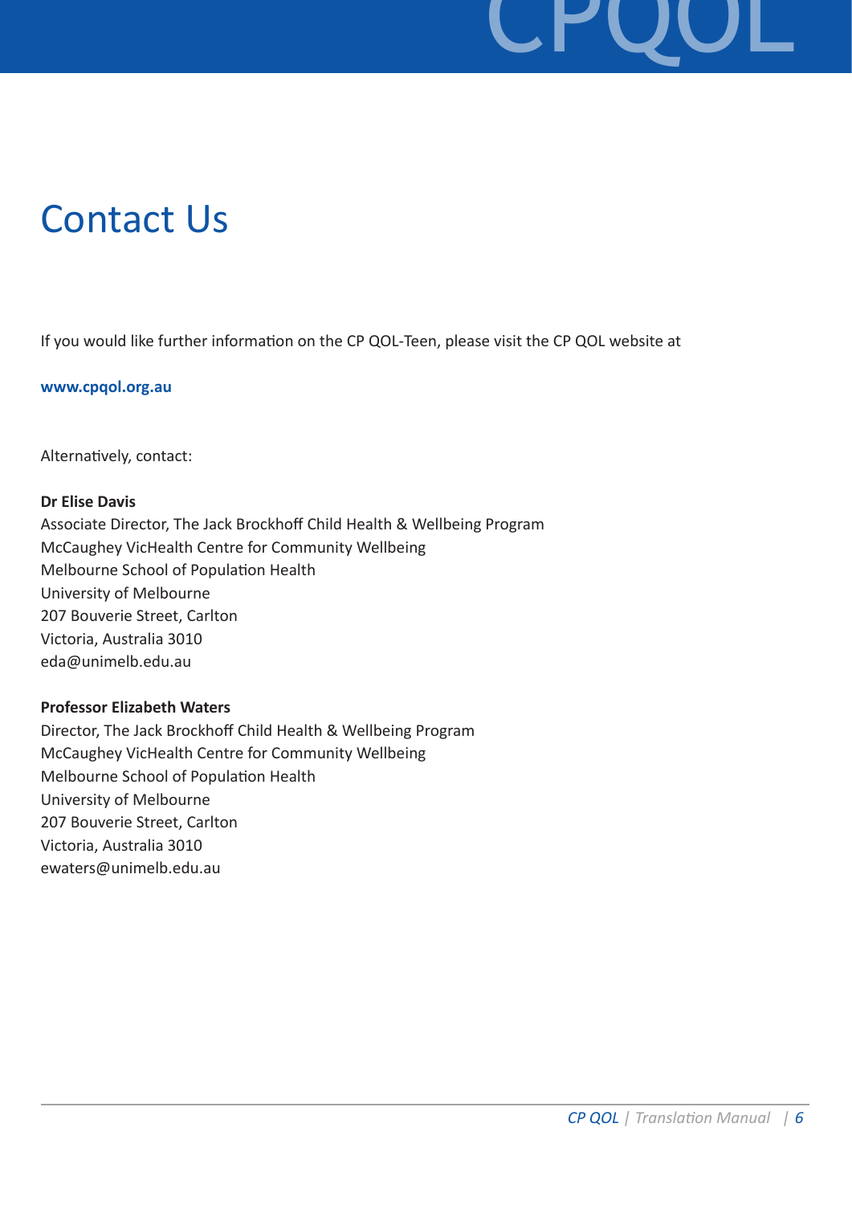# Contact Us

If you would like further information on the CP QOL-Teen, please visit the CP QOL website at

**www.cpqol.org.au**

Alternatively, contact:

**Dr Elise Davis**
Associate Director, The Jack Brockhoff Child Health & Wellbeing Program
McCaughey VicHealth Centre for Community Wellbeing
Melbourne School of Population Health
University of Melbourne
207 Bouverie Street, Carlton
Victoria, Australia 3010
eda@unimelb.edu.au

**Professor Elizabeth Waters**
Director, The Jack Brockhoff Child Health & Wellbeing Program
McCaughey VicHealth Centre for Community Wellbeing
Melbourne School of Population Health
University of Melbourne
207 Bouverie Street, Carlton
Victoria, Australia 3010
ewaters@unimelb.edu.au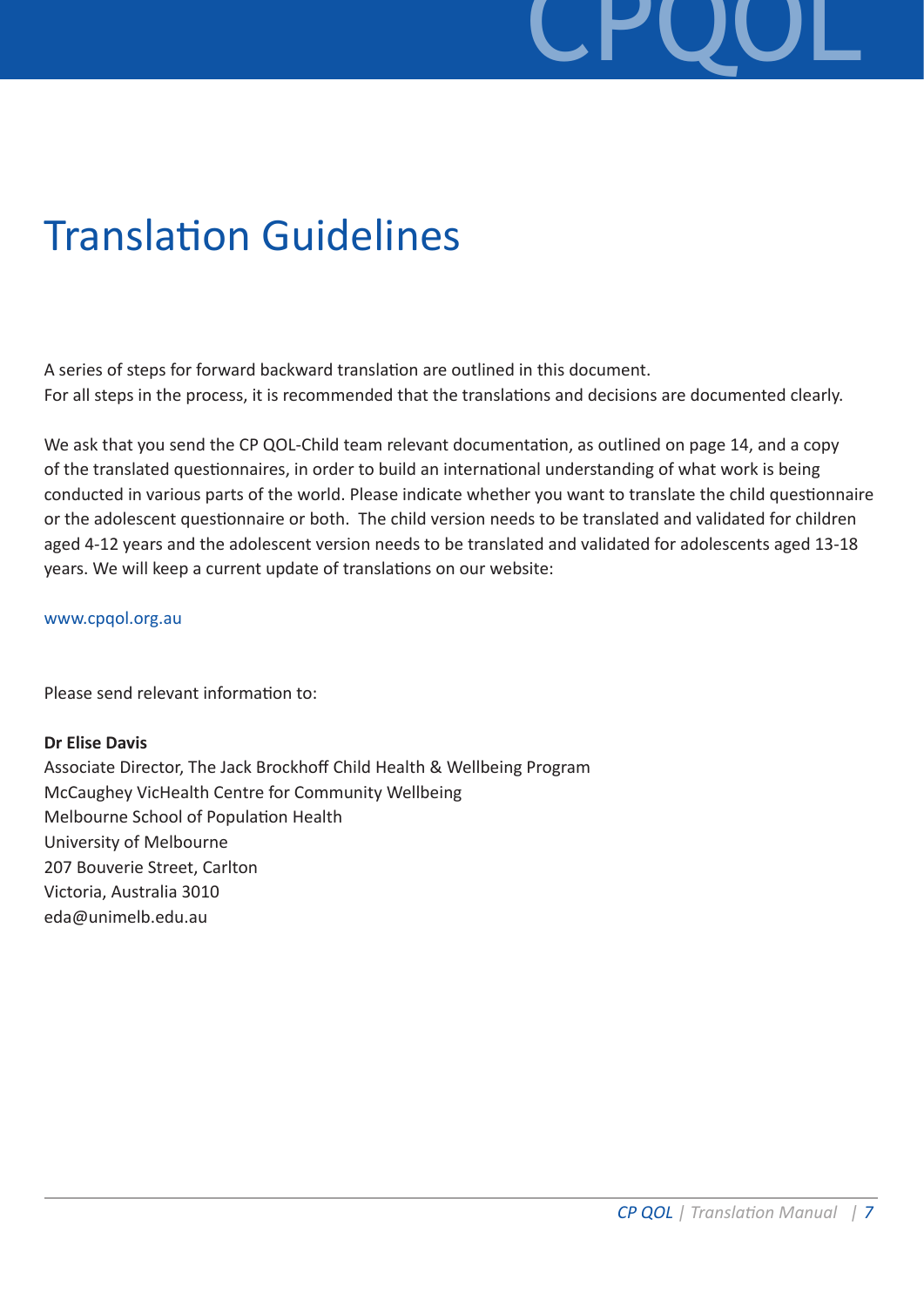# Translation Guidelines

A series of steps for forward backward translation are outlined in this document.
For all steps in the process, it is recommended that the translations and decisions are documented clearly.

We ask that you send the CP QOL-Child team relevant documentation, as outlined on page 14, and a copy of the translated questionnaires, in order to build an international understanding of what work is being conducted in various parts of the world. Please indicate whether you want to translate the child questionnaire or the adolescent questionnaire or both. The child version needs to be translated and validated for children aged 4-12 years and the adolescent version needs to be translated and validated for adolescents aged 13-18 years. We will keep a current update of translations on our website:

www.cpqol.org.au

Please send relevant information to:

**Dr Elise Davis**
Associate Director, The Jack Brockhoff Child Health & Wellbeing Program
McCaughey VicHealth Centre for Community Wellbeing
Melbourne School of Population Health
University of Melbourne
207 Bouverie Street, Carlton
Victoria, Australia 3010
eda@unimelb.edu.au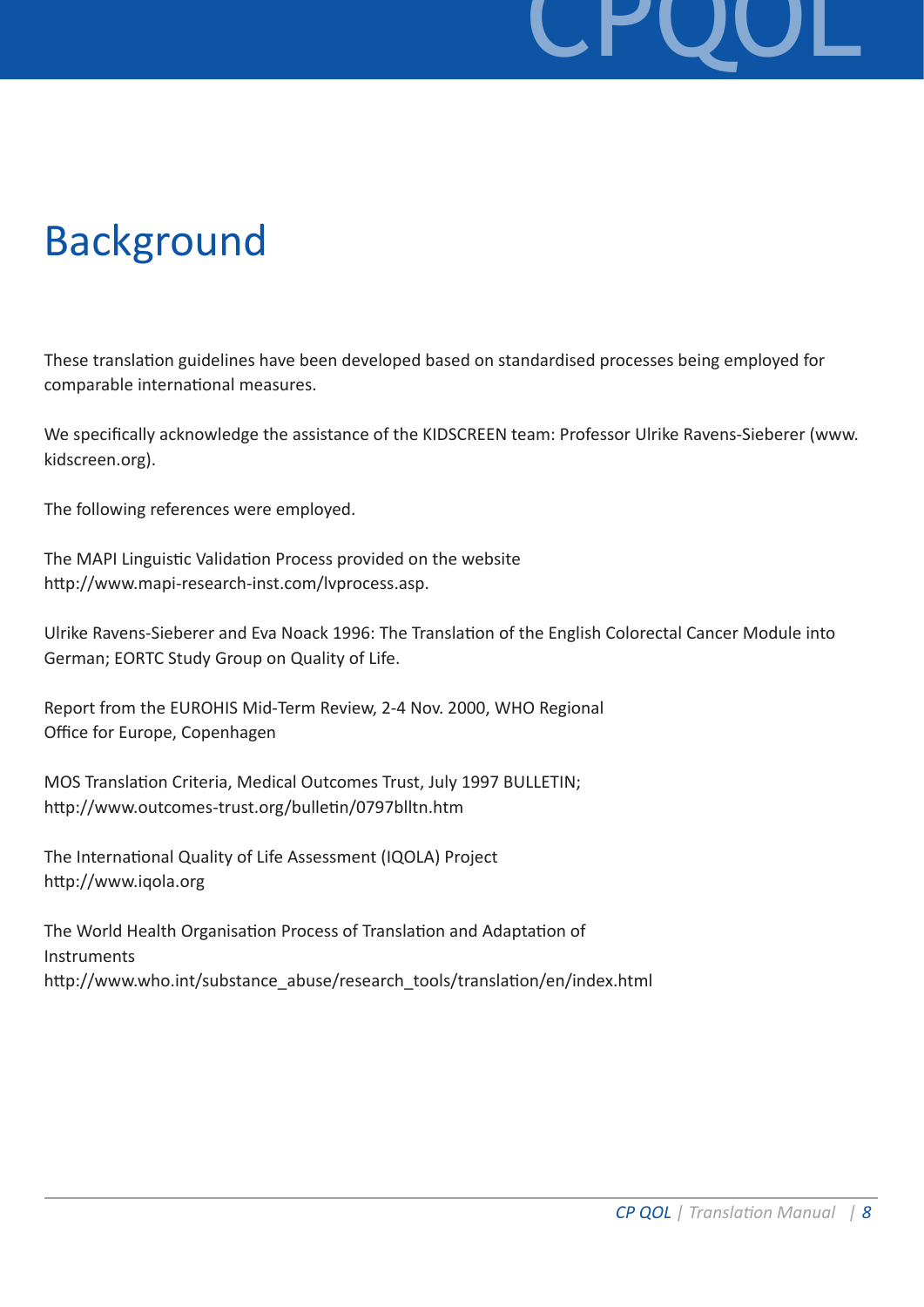# Background

These translation guidelines have been developed based on standardised processes being employed for comparable international measures.

We specifically acknowledge the assistance of the KIDSCREEN team: Professor Ulrike Ravens-Sieberer (www.kidscreen.org).

The following references were employed.

The MAPI Linguistic Validation Process provided on the website http://www.mapi-research-inst.com/lvprocess.asp.

Ulrike Ravens-Sieberer and Eva Noack 1996: The Translation of the English Colorectal Cancer Module into German; EORTC Study Group on Quality of Life.

Report from the EUROHIS Mid-Term Review, 2-4 Nov. 2000, WHO Regional Office for Europe, Copenhagen

MOS Translation Criteria, Medical Outcomes Trust, July 1997 BULLETIN; http://www.outcomes-trust.org/bulletin/0797blltn.htm

The International Quality of Life Assessment (IQOLA) Project http://www.iqola.org

The World Health Organisation Process of Translation and Adaptation of Instruments http://www.who.int/substance_abuse/research_tools/translation/en/index.html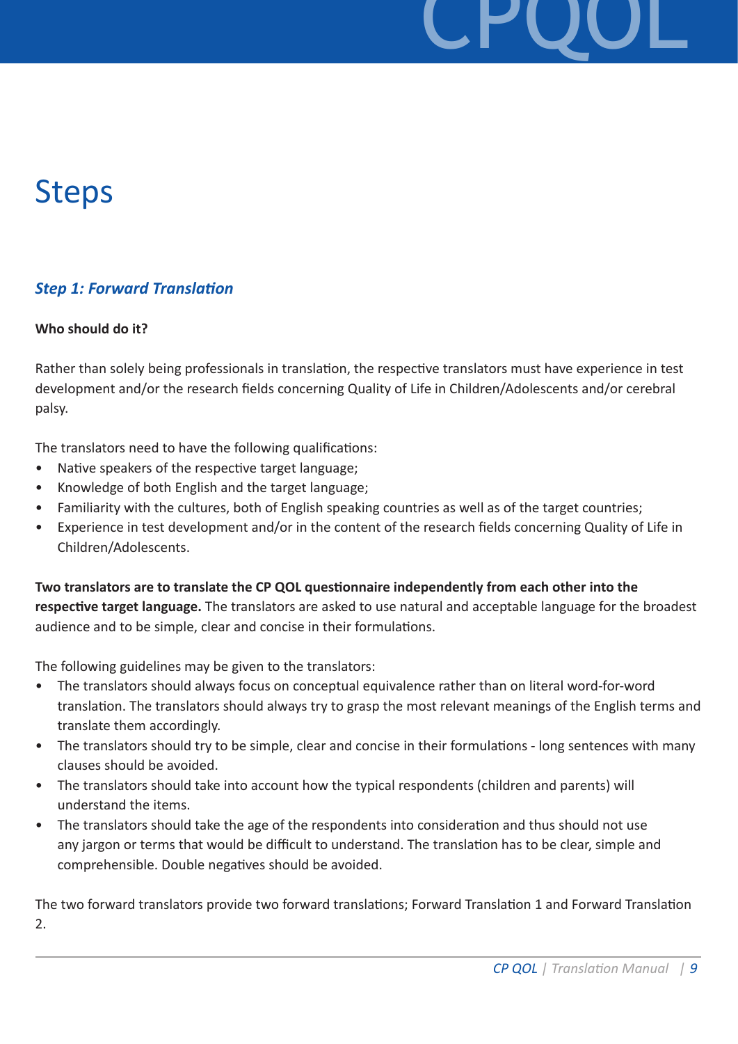# Steps

## *Step 1: Forward Translation*

**Who should do it?**

Rather than solely being professionals in translation, the respective translators must have experience in test development and/or the research fields concerning Quality of Life in Children/Adolescents and/or cerebral palsy.

The translators need to have the following qualifications:

- Native speakers of the respective target language;
- Knowledge of both English and the target language;
- Familiarity with the cultures, both of English speaking countries as well as of the target countries;
- Experience in test development and/or in the content of the research fields concerning Quality of Life in Children/Adolescents.

**Two translators are to translate the CP QOL questionnaire independently from each other into the respective target language.** The translators are asked to use natural and acceptable language for the broadest audience and to be simple, clear and concise in their formulations.

The following guidelines may be given to the translators:

- The translators should always focus on conceptual equivalence rather than on literal word-for-word translation. The translators should always try to grasp the most relevant meanings of the English terms and translate them accordingly.
- The translators should try to be simple, clear and concise in their formulations - long sentences with many clauses should be avoided.
- The translators should take into account how the typical respondents (children and parents) will understand the items.
- The translators should take the age of the respondents into consideration and thus should not use any jargon or terms that would be difficult to understand. The translation has to be clear, simple and comprehensible. Double negatives should be avoided.

The two forward translators provide two forward translations; Forward Translation 1 and Forward Translation 2.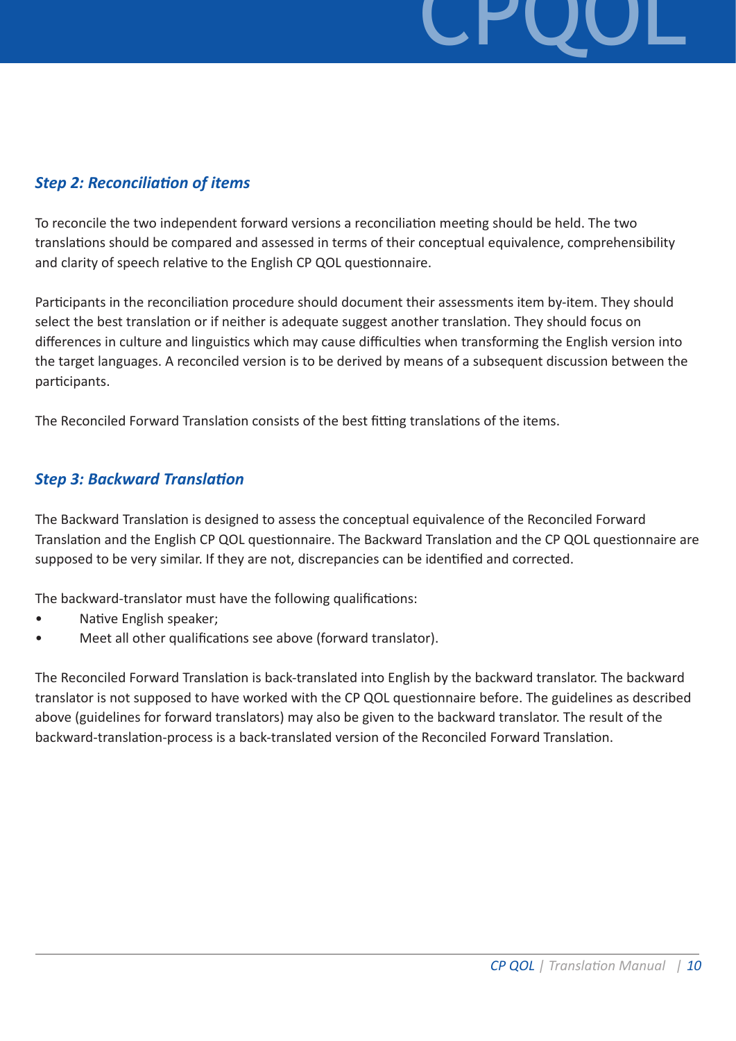### *Step 2: Reconciliation of items*

To reconcile the two independent forward versions a reconciliation meeting should be held. The two translations should be compared and assessed in terms of their conceptual equivalence, comprehensibility and clarity of speech relative to the English CP QOL questionnaire.

Participants in the reconciliation procedure should document their assessments item by-item. They should select the best translation or if neither is adequate suggest another translation. They should focus on differences in culture and linguistics which may cause difficulties when transforming the English version into the target languages. A reconciled version is to be derived by means of a subsequent discussion between the participants.

The Reconciled Forward Translation consists of the best fitting translations of the items.

### *Step 3: Backward Translation*

The Backward Translation is designed to assess the conceptual equivalence of the Reconciled Forward Translation and the English CP QOL questionnaire. The Backward Translation and the CP QOL questionnaire are supposed to be very similar. If they are not, discrepancies can be identified and corrected.

The backward-translator must have the following qualifications:

- Native English speaker;
- Meet all other qualifications see above (forward translator).

The Reconciled Forward Translation is back-translated into English by the backward translator. The backward translator is not supposed to have worked with the CP QOL questionnaire before. The guidelines as described above (guidelines for forward translators) may also be given to the backward translator. The result of the backward-translation-process is a back-translated version of the Reconciled Forward Translation.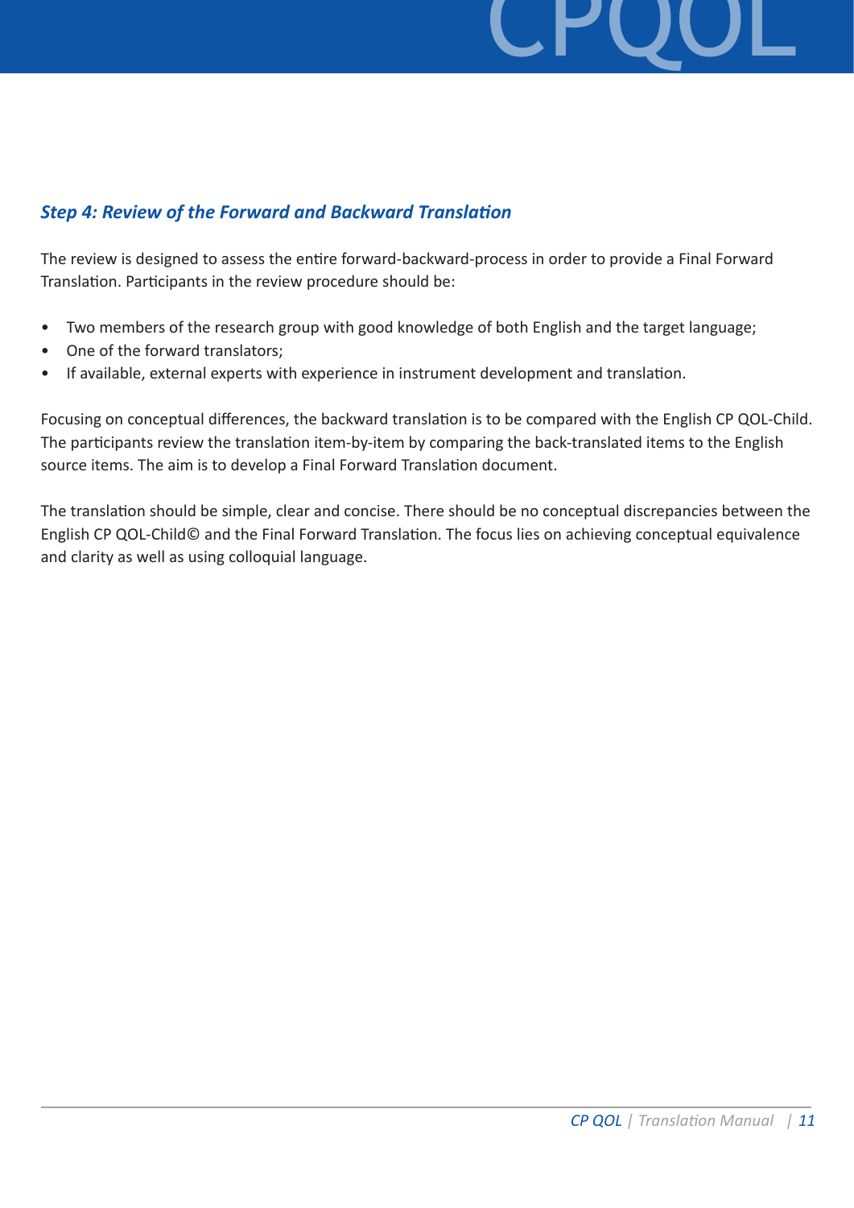### *Step 4: Review of the Forward and Backward Translation*

The review is designed to assess the entire forward-backward-process in order to provide a Final Forward Translation. Participants in the review procedure should be:

- Two members of the research group with good knowledge of both English and the target language;
- One of the forward translators;
- If available, external experts with experience in instrument development and translation.

Focusing on conceptual differences, the backward translation is to be compared with the English CP QOL-Child. The participants review the translation item-by-item by comparing the back-translated items to the English source items. The aim is to develop a Final Forward Translation document.

The translation should be simple, clear and concise. There should be no conceptual discrepancies between the English CP QOL-Child© and the Final Forward Translation. The focus lies on achieving conceptual equivalence and clarity as well as using colloquial language.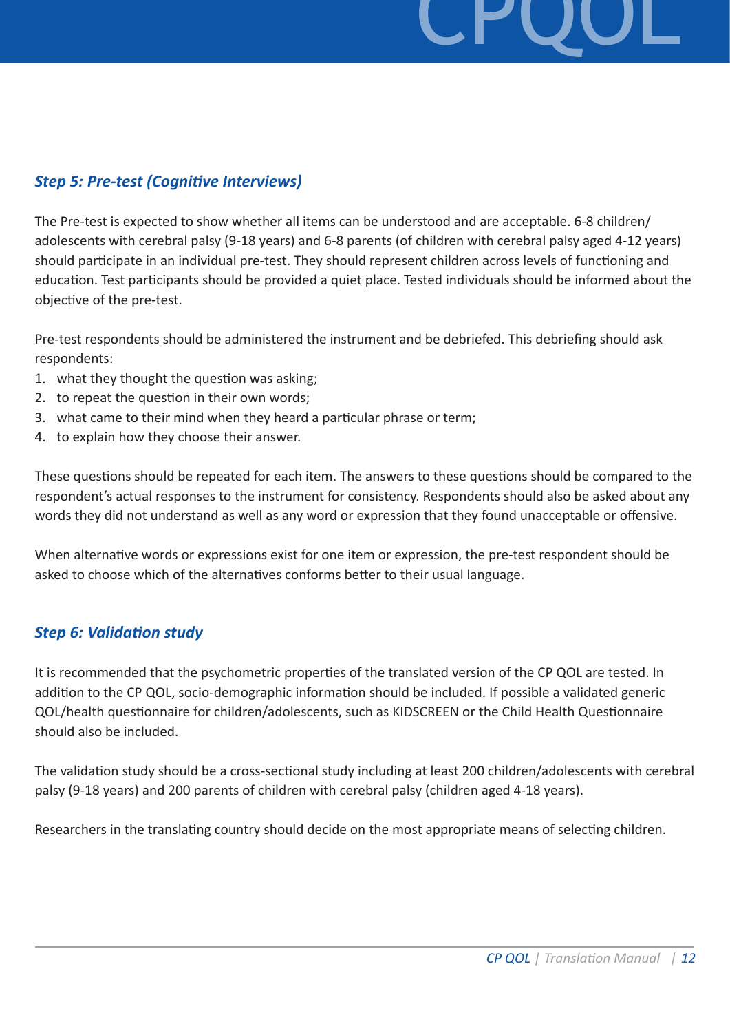### *Step 5: Pre-test (Cognitive Interviews)*

The Pre-test is expected to show whether all items can be understood and are acceptable. 6-8 children/adolescents with cerebral palsy (9-18 years) and 6-8 parents (of children with cerebral palsy aged 4-12 years) should participate in an individual pre-test. They should represent children across levels of functioning and education. Test participants should be provided a quiet place. Tested individuals should be informed about the objective of the pre-test.

Pre-test respondents should be administered the instrument and be debriefed. This debriefing should ask respondents:

1. what they thought the question was asking;
2. to repeat the question in their own words;
3. what came to their mind when they heard a particular phrase or term;
4. to explain how they choose their answer.

These questions should be repeated for each item. The answers to these questions should be compared to the respondent's actual responses to the instrument for consistency. Respondents should also be asked about any words they did not understand as well as any word or expression that they found unacceptable or offensive.

When alternative words or expressions exist for one item or expression, the pre-test respondent should be asked to choose which of the alternatives conforms better to their usual language.

### *Step 6: Validation study*

It is recommended that the psychometric properties of the translated version of the CP QOL are tested. In addition to the CP QOL, socio-demographic information should be included. If possible a validated generic QOL/health questionnaire for children/adolescents, such as KIDSCREEN or the Child Health Questionnaire should also be included.

The validation study should be a cross-sectional study including at least 200 children/adolescents with cerebral palsy (9-18 years) and 200 parents of children with cerebral palsy (children aged 4-18 years).

Researchers in the translating country should decide on the most appropriate means of selecting children.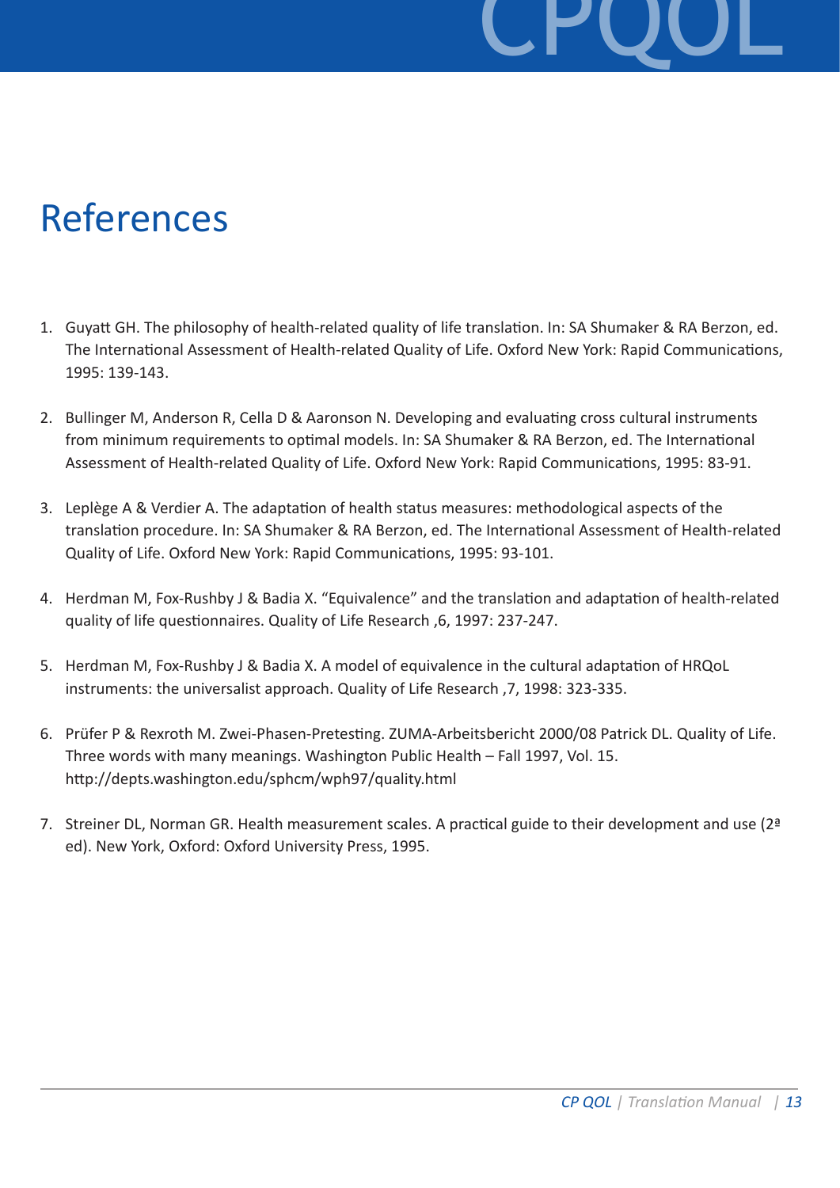# References

1. Guyatt GH. The philosophy of health-related quality of life translation. In: SA Shumaker & RA Berzon, ed. The International Assessment of Health-related Quality of Life. Oxford New York: Rapid Communications, 1995: 139-143.

2. Bullinger M, Anderson R, Cella D & Aaronson N. Developing and evaluating cross cultural instruments from minimum requirements to optimal models. In: SA Shumaker & RA Berzon, ed. The International Assessment of Health-related Quality of Life. Oxford New York: Rapid Communications, 1995: 83-91.

3. Leplège A & Verdier A. The adaptation of health status measures: methodological aspects of the translation procedure. In: SA Shumaker & RA Berzon, ed. The International Assessment of Health-related Quality of Life. Oxford New York: Rapid Communications, 1995: 93-101.

4. Herdman M, Fox-Rushby J & Badia X. "Equivalence" and the translation and adaptation of health-related quality of life questionnaires. Quality of Life Research ,6, 1997: 237-247.

5. Herdman M, Fox-Rushby J & Badia X. A model of equivalence in the cultural adaptation of HRQoL instruments: the universalist approach. Quality of Life Research ,7, 1998: 323-335.

6. Prüfer P & Rexroth M. Zwei-Phasen-Pretesting. ZUMA-Arbeitsbericht 2000/08 Patrick DL. Quality of Life. Three words with many meanings. Washington Public Health – Fall 1997, Vol. 15. http://depts.washington.edu/sphcm/wph97/quality.html

7. Streiner DL, Norman GR. Health measurement scales. A practical guide to their development and use (2ª ed). New York, Oxford: Oxford University Press, 1995.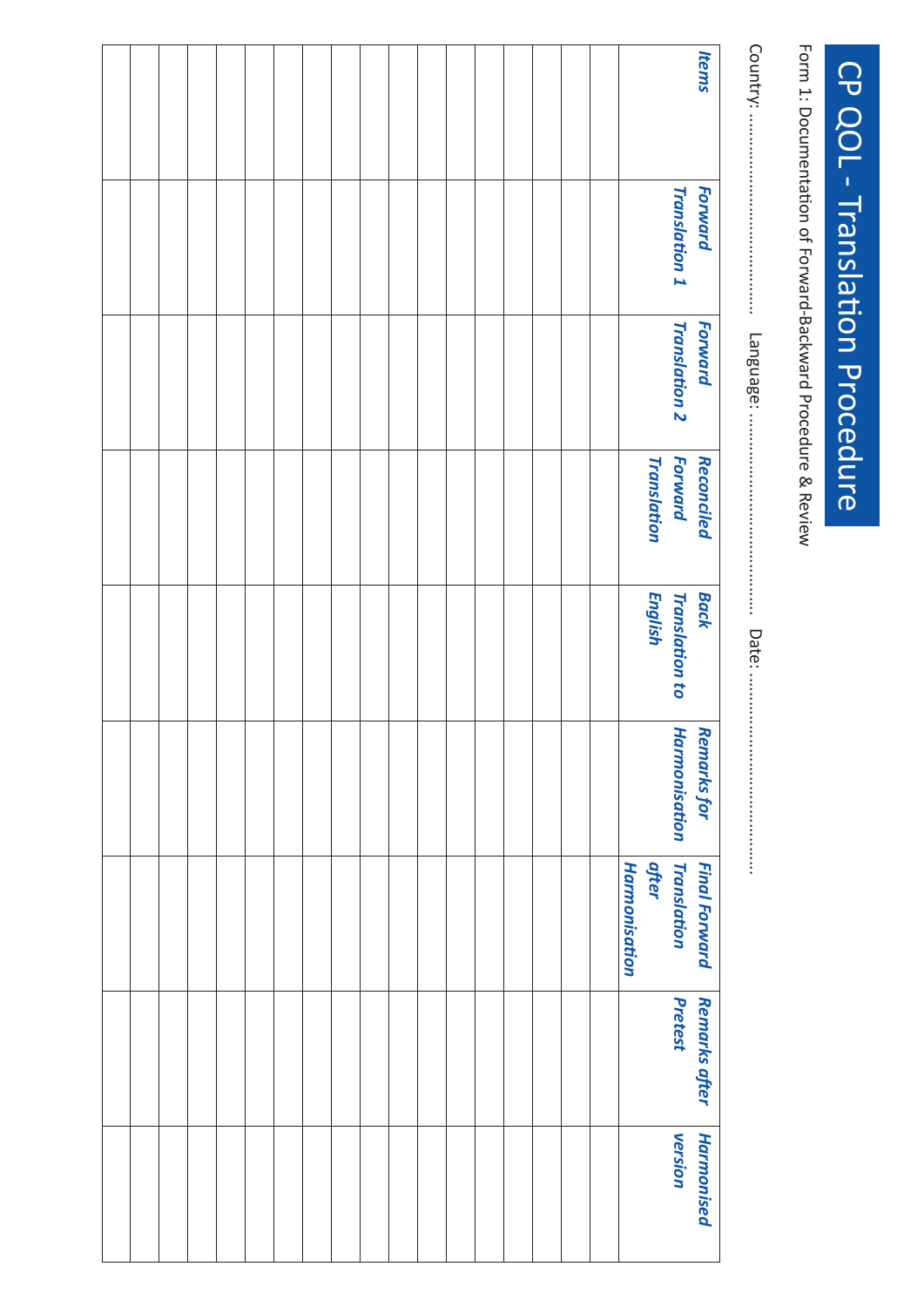# CP QOL - Translation Procedure

Form 1: Documentation of Forward-Backward Procedure & Review

Country: ………………………………… Language: ………………………………………… Date: …………………………………

| *Items* | *Forward Translation 1* | *Forward Translation 2* | *Reconciled Forward Translation* | *Back Translation to English* | *Remarks for Harmonisation* | *Final Forward Translation after Harmonisation* | *Remarks after Pretest* | *Harmonised version* |
|---|---|---|---|---|---|---|---|---|
| | | | | | | | | |
| | | | | | | | | |
| | | | | | | | | |
| | | | | | | | | |
| | | | | | | | | |
| | | | | | | | | |
| | | | | | | | | |
| | | | | | | | | |
| | | | | | | | | |
| | | | | | | | | |
| | | | | | | | | |
| | | | | | | | | |
| | | | | | | | | |
| | | | | | | | | |
| | | | | | | | | |
| | | | | | | | | |
| | | | | | | | | |
| | | | | | | | | |